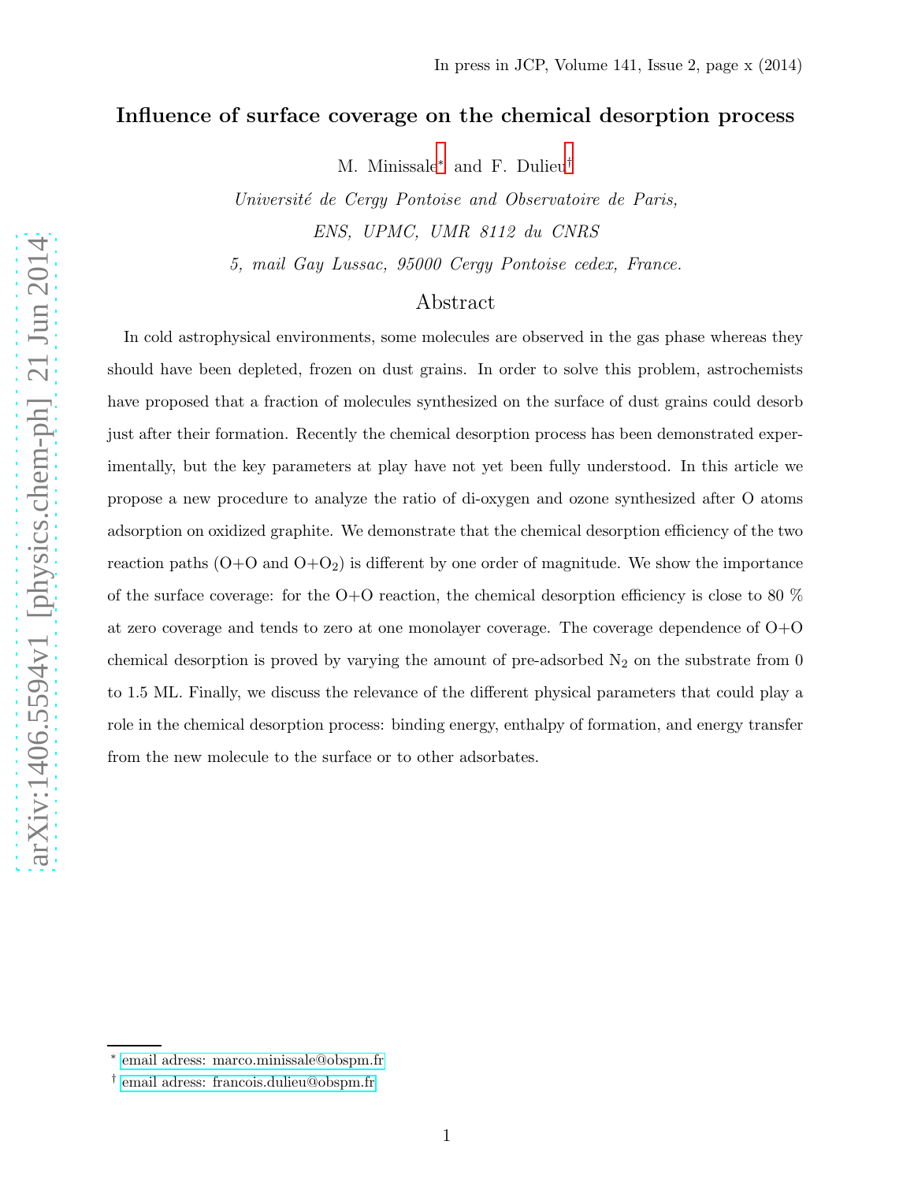In press in JCP, Volume 141, Issue 2, page x (2014)

# Influence of surface coverage on the chemical desorption process

M. Minissale* and F. Dulieu†

*Université de Cergy Pontoise and Observatoire de Paris,*
*ENS, UPMC, UMR 8112 du CNRS*
*5, mail Gay Lussac, 95000 Cergy Pontoise cedex, France.*

## Abstract

In cold astrophysical environments, some molecules are observed in the gas phase whereas they should have been depleted, frozen on dust grains. In order to solve this problem, astrochemists have proposed that a fraction of molecules synthesized on the surface of dust grains could desorb just after their formation. Recently the chemical desorption process has been demonstrated experimentally, but the key parameters at play have not yet been fully understood. In this article we propose a new procedure to analyze the ratio of di-oxygen and ozone synthesized after O atoms adsorption on oxidized graphite. We demonstrate that the chemical desorption efficiency of the two reaction paths (O+O and O+$O_2$) is different by one order of magnitude. We show the importance of the surface coverage: for the O+O reaction, the chemical desorption efficiency is close to 80 % at zero coverage and tends to zero at one monolayer coverage. The coverage dependence of O+O chemical desorption is proved by varying the amount of pre-adsorbed $N_2$ on the substrate from 0 to 1.5 ML. Finally, we discuss the relevance of the different physical parameters that could play a role in the chemical desorption process: binding energy, enthalpy of formation, and energy transfer from the new molecule to the surface or to other adsorbates.

---

* email adress: marco.minissale@obspm.fr

† email adress: francois.dulieu@obspm.fr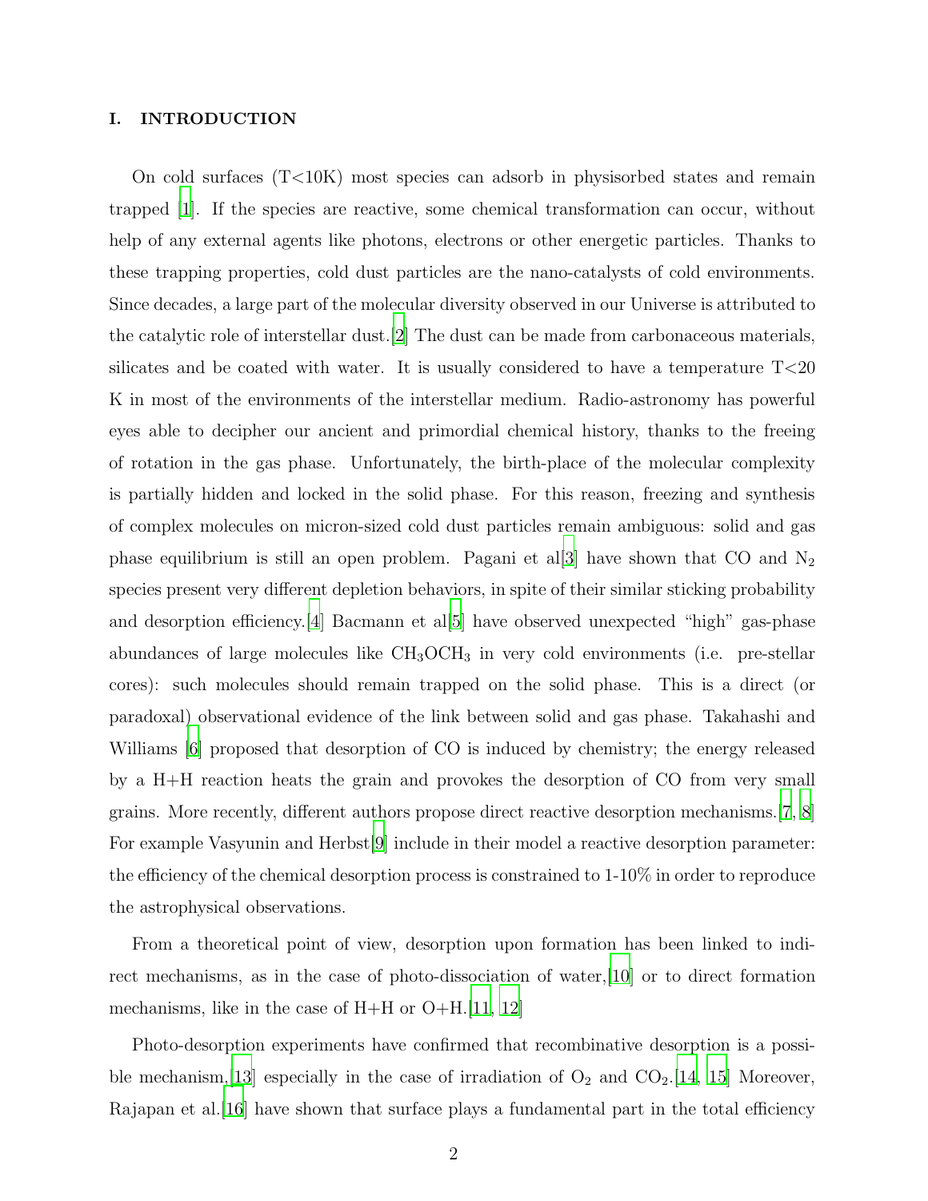## I. INTRODUCTION

On cold surfaces (T<10K) most species can adsorb in physisorbed states and remain trapped [1]. If the species are reactive, some chemical transformation can occur, without help of any external agents like photons, electrons or other energetic particles. Thanks to these trapping properties, cold dust particles are the nano-catalysts of cold environments. Since decades, a large part of the molecular diversity observed in our Universe is attributed to the catalytic role of interstellar dust.[2] The dust can be made from carbonaceous materials, silicates and be coated with water. It is usually considered to have a temperature T<20 K in most of the environments of the interstellar medium. Radio-astronomy has powerful eyes able to decipher our ancient and primordial chemical history, thanks to the freeing of rotation in the gas phase. Unfortunately, the birth-place of the molecular complexity is partially hidden and locked in the solid phase. For this reason, freezing and synthesis of complex molecules on micron-sized cold dust particles remain ambiguous: solid and gas phase equilibrium is still an open problem. Pagani et al[3] have shown that CO and $N_2$ species present very different depletion behaviors, in spite of their similar sticking probability and desorption efficiency.[4] Bacmann et al[5] have observed unexpected "high" gas-phase abundances of large molecules like $CH_3OCH_3$ in very cold environments (i.e. pre-stellar cores): such molecules should remain trapped on the solid phase. This is a direct (or paradoxal) observational evidence of the link between solid and gas phase. Takahashi and Williams [6] proposed that desorption of CO is induced by chemistry; the energy released by a H+H reaction heats the grain and provokes the desorption of CO from very small grains. More recently, different authors propose direct reactive desorption mechanisms.[7, 8] For example Vasyunin and Herbst[9] include in their model a reactive desorption parameter: the efficiency of the chemical desorption process is constrained to 1-10% in order to reproduce the astrophysical observations.

From a theoretical point of view, desorption upon formation has been linked to indirect mechanisms, as in the case of photo-dissociation of water,[10] or to direct formation mechanisms, like in the case of H+H or O+H.[11, 12]

Photo-desorption experiments have confirmed that recombinative desorption is a possible mechanism,[13] especially in the case of irradiation of $O_2$ and $CO_2$.[14, 15] Moreover, Rajapan et al.[16] have shown that surface plays a fundamental part in the total efficiency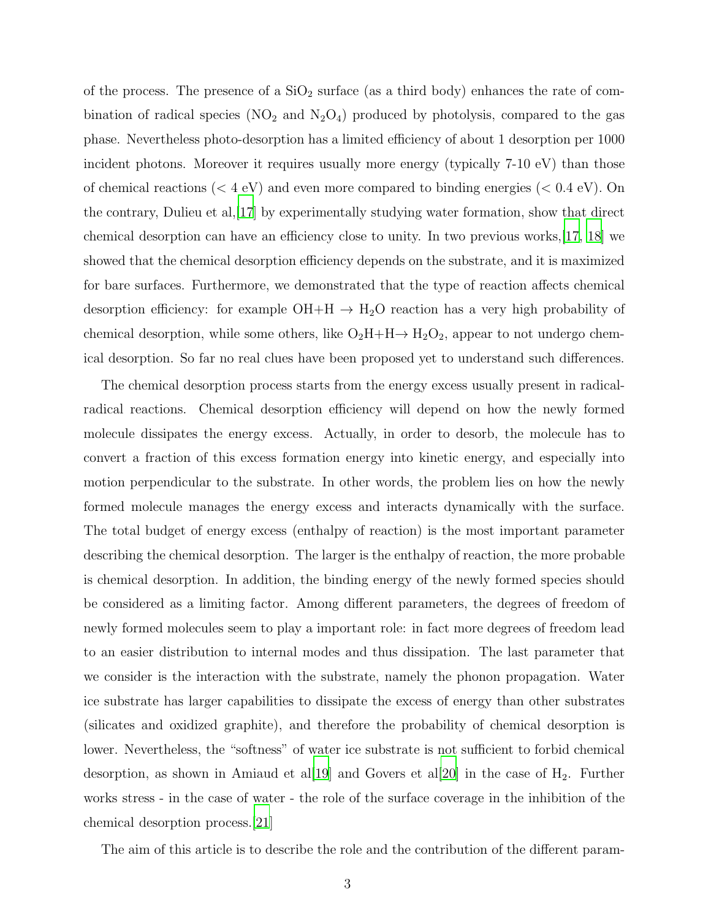of the process. The presence of a $SiO_2$ surface (as a third body) enhances the rate of combination of radical species ($NO_2$ and $N_2O_4$) produced by photolysis, compared to the gas phase. Nevertheless photo-desorption has a limited efficiency of about 1 desorption per 1000 incident photons. Moreover it requires usually more energy (typically 7-10 eV) than those of chemical reactions (< 4 eV) and even more compared to binding energies (< 0.4 eV). On the contrary, Dulieu et al,[17] by experimentally studying water formation, show that direct chemical desorption can have an efficiency close to unity. In two previous works,[17, 18] we showed that the chemical desorption efficiency depends on the substrate, and it is maximized for bare surfaces. Furthermore, we demonstrated that the type of reaction affects chemical desorption efficiency: for example OH+H $\rightarrow$ $H_2O$ reaction has a very high probability of chemical desorption, while some others, like $O_2H$+H$\rightarrow$ $H_2O_2$, appear to not undergo chemical desorption. So far no real clues have been proposed yet to understand such differences.

The chemical desorption process starts from the energy excess usually present in radical-radical reactions. Chemical desorption efficiency will depend on how the newly formed molecule dissipates the energy excess. Actually, in order to desorb, the molecule has to convert a fraction of this excess formation energy into kinetic energy, and especially into motion perpendicular to the substrate. In other words, the problem lies on how the newly formed molecule manages the energy excess and interacts dynamically with the surface. The total budget of energy excess (enthalpy of reaction) is the most important parameter describing the chemical desorption. The larger is the enthalpy of reaction, the more probable is chemical desorption. In addition, the binding energy of the newly formed species should be considered as a limiting factor. Among different parameters, the degrees of freedom of newly formed molecules seem to play a important role: in fact more degrees of freedom lead to an easier distribution to internal modes and thus dissipation. The last parameter that we consider is the interaction with the substrate, namely the phonon propagation. Water ice substrate has larger capabilities to dissipate the excess of energy than other substrates (silicates and oxidized graphite), and therefore the probability of chemical desorption is lower. Nevertheless, the "softness" of water ice substrate is not sufficient to forbid chemical desorption, as shown in Amiaud et al[19] and Govers et al[20] in the case of $H_2$. Further works stress - in the case of water - the role of the surface coverage in the inhibition of the chemical desorption process.[21]

The aim of this article is to describe the role and the contribution of the different param-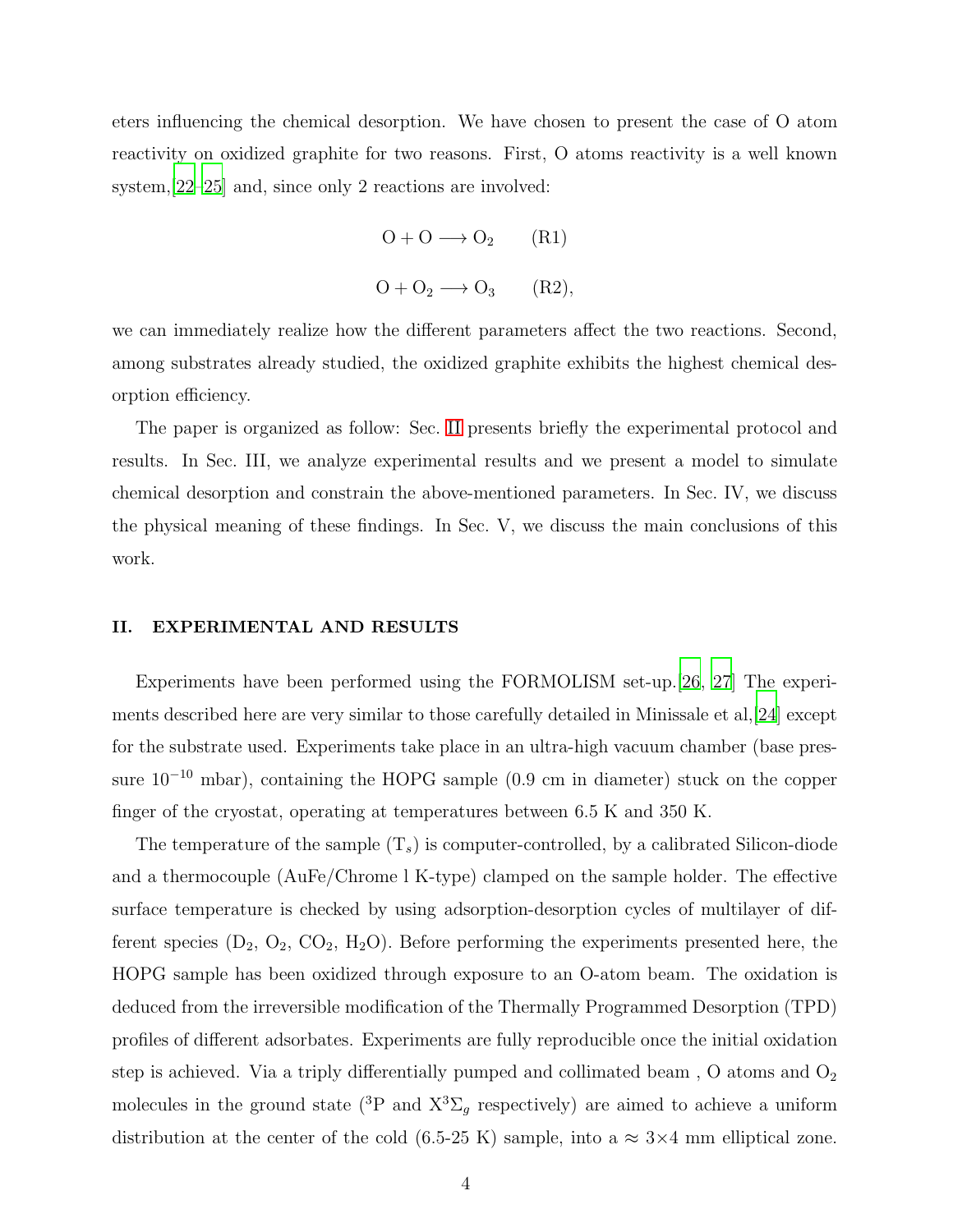eters influencing the chemical desorption. We have chosen to present the case of O atom reactivity on oxidized graphite for two reasons. First, O atoms reactivity is a well known system,[22–25] and, since only 2 reactions are involved:

$$O + O \longrightarrow O_2 \qquad \text{(R1)}$$

$$O + O_2 \longrightarrow O_3 \qquad \text{(R2)},$$

we can immediately realize how the different parameters affect the two reactions. Second, among substrates already studied, the oxidized graphite exhibits the highest chemical desorption efficiency.

The paper is organized as follow: Sec. II presents briefly the experimental protocol and results. In Sec. III, we analyze experimental results and we present a model to simulate chemical desorption and constrain the above-mentioned parameters. In Sec. IV, we discuss the physical meaning of these findings. In Sec. V, we discuss the main conclusions of this work.

## II. EXPERIMENTAL AND RESULTS

Experiments have been performed using the FORMOLISM set-up.[26, 27] The experiments described here are very similar to those carefully detailed in Minissale et al,[24] except for the substrate used. Experiments take place in an ultra-high vacuum chamber (base pressure $10^{-10}$ mbar), containing the HOPG sample (0.9 cm in diameter) stuck on the copper finger of the cryostat, operating at temperatures between 6.5 K and 350 K.

The temperature of the sample ($T_s$) is computer-controlled, by a calibrated Silicon-diode and a thermocouple (AuFe/Chrome l K-type) clamped on the sample holder. The effective surface temperature is checked by using adsorption-desorption cycles of multilayer of different species ($D_2$, $O_2$, $CO_2$, $H_2O$). Before performing the experiments presented here, the HOPG sample has been oxidized through exposure to an O-atom beam. The oxidation is deduced from the irreversible modification of the Thermally Programmed Desorption (TPD) profiles of different adsorbates. Experiments are fully reproducible once the initial oxidation step is achieved. Via a triply differentially pumped and collimated beam , O atoms and $O_2$ molecules in the ground state ($^3$P and $X^3\Sigma_g$ respectively) are aimed to achieve a uniform distribution at the center of the cold (6.5-25 K) sample, into a ≈ 3×4 mm elliptical zone.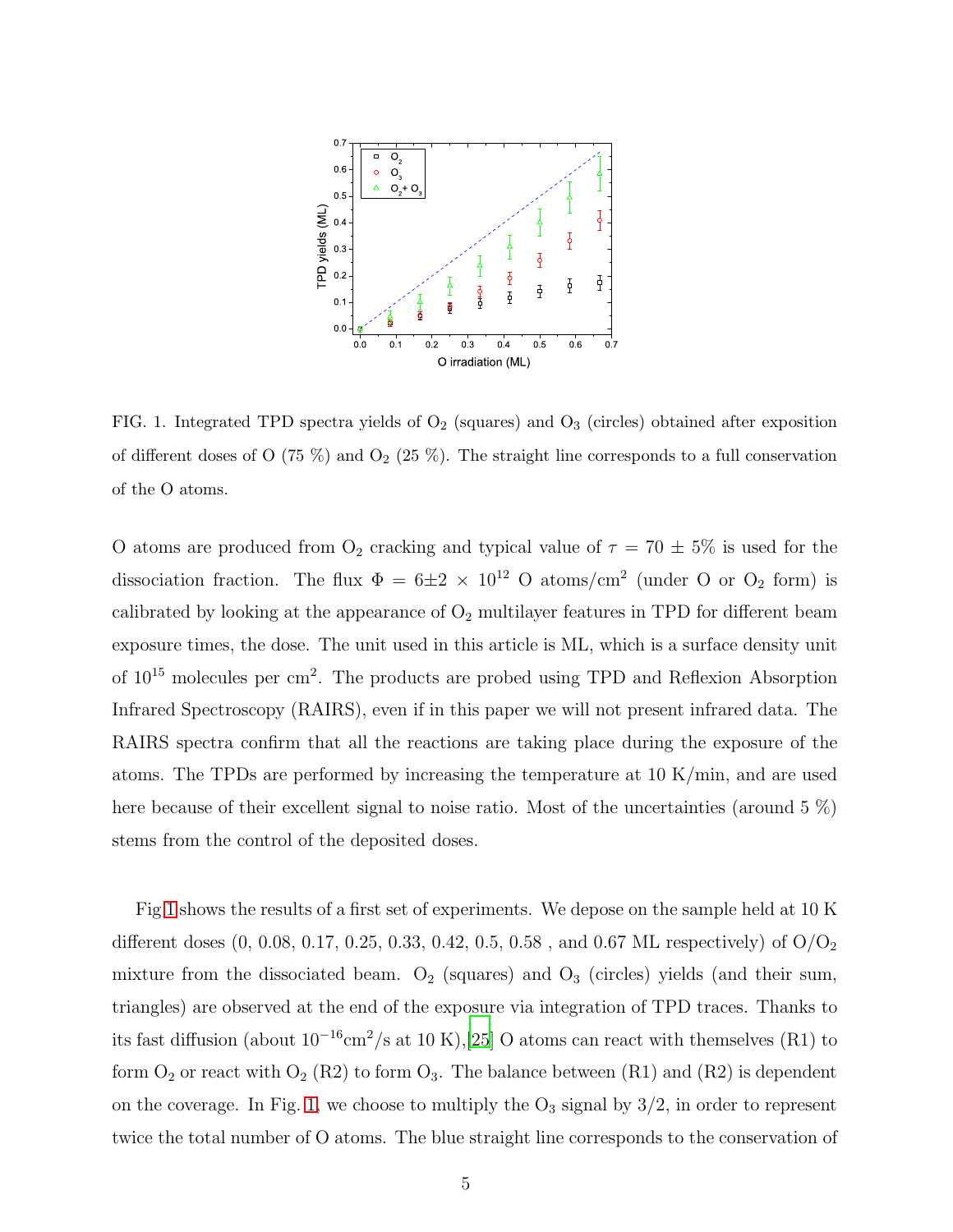FIG. 1. Integrated TPD spectra yields of $O_2$ (squares) and $O_3$ (circles) obtained after exposition of different doses of O (75 %) and $O_2$ (25 %). The straight line corresponds to a full conservation of the O atoms.

O atoms are produced from $O_2$ cracking and typical value of $\tau = 70 \pm 5\%$ is used for the dissociation fraction. The flux $\Phi = 6\pm2 \times 10^{12}$ O atoms/cm$^2$ (under O or $O_2$ form) is calibrated by looking at the appearance of $O_2$ multilayer features in TPD for different beam exposure times, the dose. The unit used in this article is ML, which is a surface density unit of $10^{15}$ molecules per cm$^2$. The products are probed using TPD and Reflexion Absorption Infrared Spectroscopy (RAIRS), even if in this paper we will not present infrared data. The RAIRS spectra confirm that all the reactions are taking place during the exposure of the atoms. The TPDs are performed by increasing the temperature at 10 K/min, and are used here because of their excellent signal to noise ratio. Most of the uncertainties (around 5 %) stems from the control of the deposited doses.

Fig 1 shows the results of a first set of experiments. We depose on the sample held at 10 K different doses (0, 0.08, 0.17, 0.25, 0.33, 0.42, 0.5, 0.58 , and 0.67 ML respectively) of $O/O_2$ mixture from the dissociated beam. $O_2$ (squares) and $O_3$ (circles) yields (and their sum, triangles) are observed at the end of the exposure via integration of TPD traces. Thanks to its fast diffusion (about $10^{-16}$cm$^2$/s at 10 K),[25] O atoms can react with themselves (R1) to form $O_2$ or react with $O_2$ (R2) to form $O_3$. The balance between (R1) and (R2) is dependent on the coverage. In Fig. 1, we choose to multiply the $O_3$ signal by 3/2, in order to represent twice the total number of O atoms. The blue straight line corresponds to the conservation of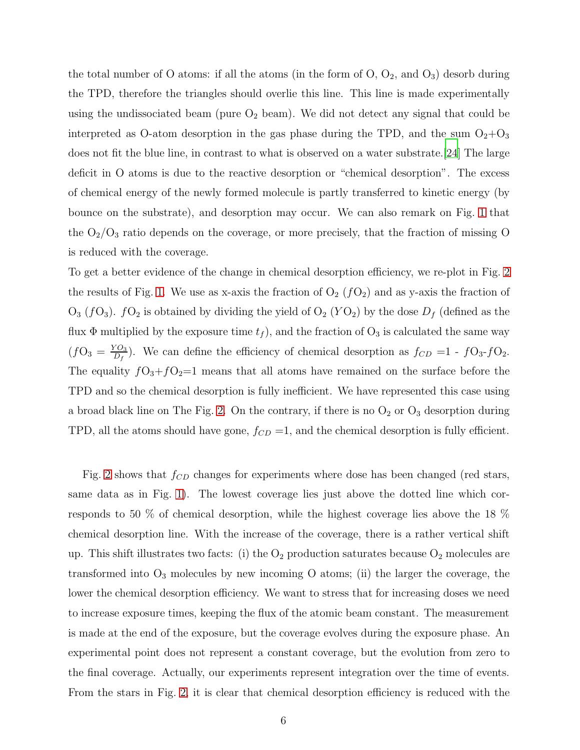the total number of O atoms: if all the atoms (in the form of O, $O_2$, and $O_3$) desorb during the TPD, therefore the triangles should overlie this line. This line is made experimentally using the undissociated beam (pure $O_2$ beam). We did not detect any signal that could be interpreted as O-atom desorption in the gas phase during the TPD, and the sum $O_2$+$O_3$ does not fit the blue line, in contrast to what is observed on a water substrate.[24] The large deficit in O atoms is due to the reactive desorption or "chemical desorption". The excess of chemical energy of the newly formed molecule is partly transferred to kinetic energy (by bounce on the substrate), and desorption may occur. We can also remark on Fig. 1 that the $O_2$/$O_3$ ratio depends on the coverage, or more precisely, that the fraction of missing O is reduced with the coverage.

To get a better evidence of the change in chemical desorption efficiency, we re-plot in Fig. 2 the results of Fig. 1. We use as x-axis the fraction of $O_2$ ($fO_2$) and as y-axis the fraction of $O_3$ ($fO_3$). $fO_2$ is obtained by dividing the yield of $O_2$ ($YO_2$) by the dose $D_f$ (defined as the flux $\Phi$ multiplied by the exposure time $t_f$), and the fraction of $O_3$ is calculated the same way ($fO_3 = \frac{YO_3}{D_f}$). We can define the efficiency of chemical desorption as $f_{CD}$ =1 - $fO_3$-$fO_2$. The equality $fO_3$+$fO_2$=1 means that all atoms have remained on the surface before the TPD and so the chemical desorption is fully inefficient. We have represented this case using a broad black line on The Fig. 2. On the contrary, if there is no $O_2$ or $O_3$ desorption during TPD, all the atoms should have gone, $f_{CD}$ =1, and the chemical desorption is fully efficient.

Fig. 2 shows that $f_{CD}$ changes for experiments where dose has been changed (red stars, same data as in Fig. 1). The lowest coverage lies just above the dotted line which corresponds to 50 % of chemical desorption, while the highest coverage lies above the 18 % chemical desorption line. With the increase of the coverage, there is a rather vertical shift up. This shift illustrates two facts: (i) the $O_2$ production saturates because $O_2$ molecules are transformed into $O_3$ molecules by new incoming O atoms; (ii) the larger the coverage, the lower the chemical desorption efficiency. We want to stress that for increasing doses we need to increase exposure times, keeping the flux of the atomic beam constant. The measurement is made at the end of the exposure, but the coverage evolves during the exposure phase. An experimental point does not represent a constant coverage, but the evolution from zero to the final coverage. Actually, our experiments represent integration over the time of events. From the stars in Fig. 2, it is clear that chemical desorption efficiency is reduced with the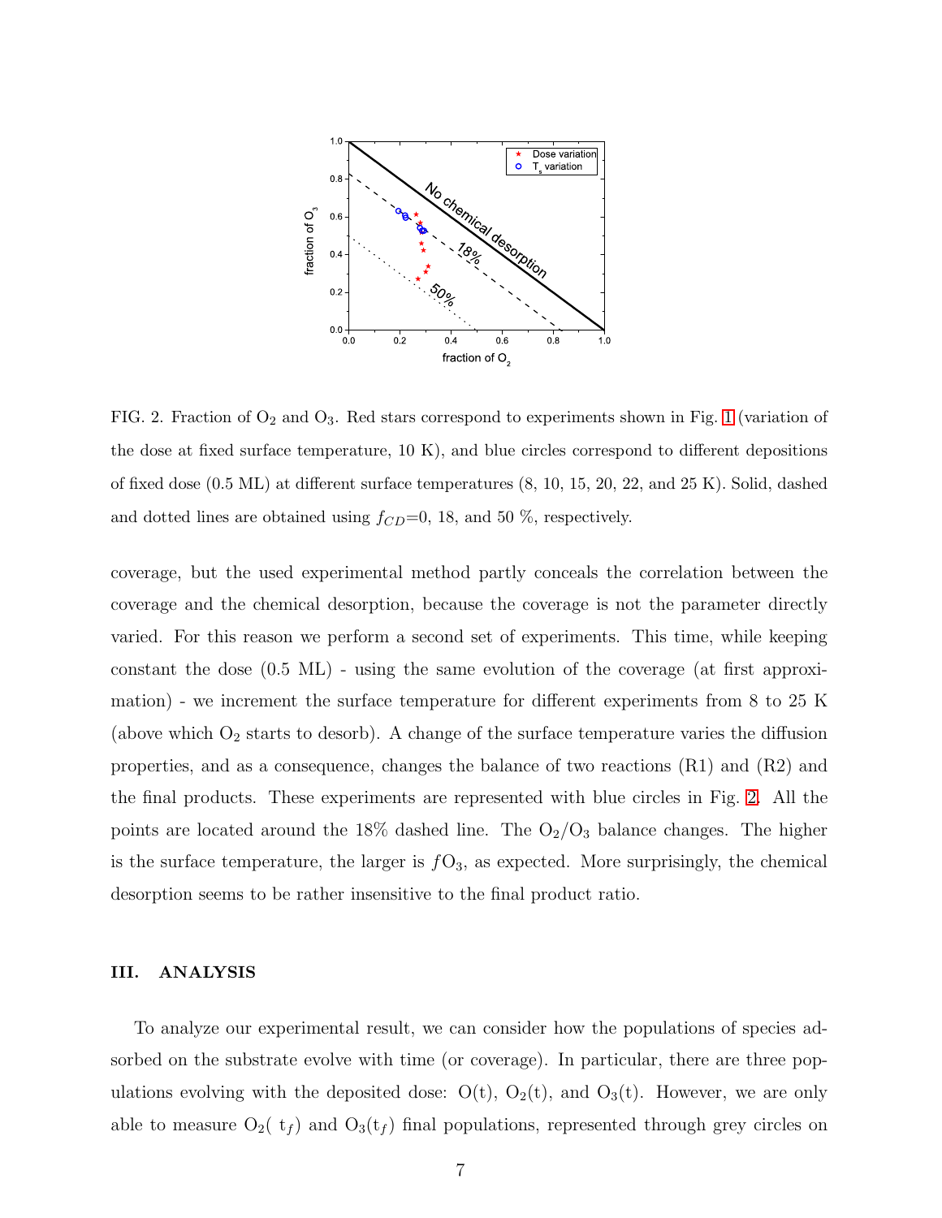FIG. 2. Fraction of $O_2$ and $O_3$. Red stars correspond to experiments shown in Fig. 1 (variation of the dose at fixed surface temperature, 10 K), and blue circles correspond to different depositions of fixed dose (0.5 ML) at different surface temperatures (8, 10, 15, 20, 22, and 25 K). Solid, dashed and dotted lines are obtained using $f_{CD}$=0, 18, and 50 %, respectively.

coverage, but the used experimental method partly conceals the correlation between the coverage and the chemical desorption, because the coverage is not the parameter directly varied. For this reason we perform a second set of experiments. This time, while keeping constant the dose (0.5 ML) - using the same evolution of the coverage (at first approximation) - we increment the surface temperature for different experiments from 8 to 25 K (above which $O_2$ starts to desorb). A change of the surface temperature varies the diffusion properties, and as a consequence, changes the balance of two reactions (R1) and (R2) and the final products. These experiments are represented with blue circles in Fig. 2. All the points are located around the 18% dashed line. The $O_2/O_3$ balance changes. The higher is the surface temperature, the larger is $fO_3$, as expected. More surprisingly, the chemical desorption seems to be rather insensitive to the final product ratio.

## III. ANALYSIS

To analyze our experimental result, we can consider how the populations of species adsorbed on the substrate evolve with time (or coverage). In particular, there are three populations evolving with the deposited dose: O(t), $O_2$(t), and $O_3$(t). However, we are only able to measure $O_2(t_f)$ and $O_3(t_f)$ final populations, represented through grey circles on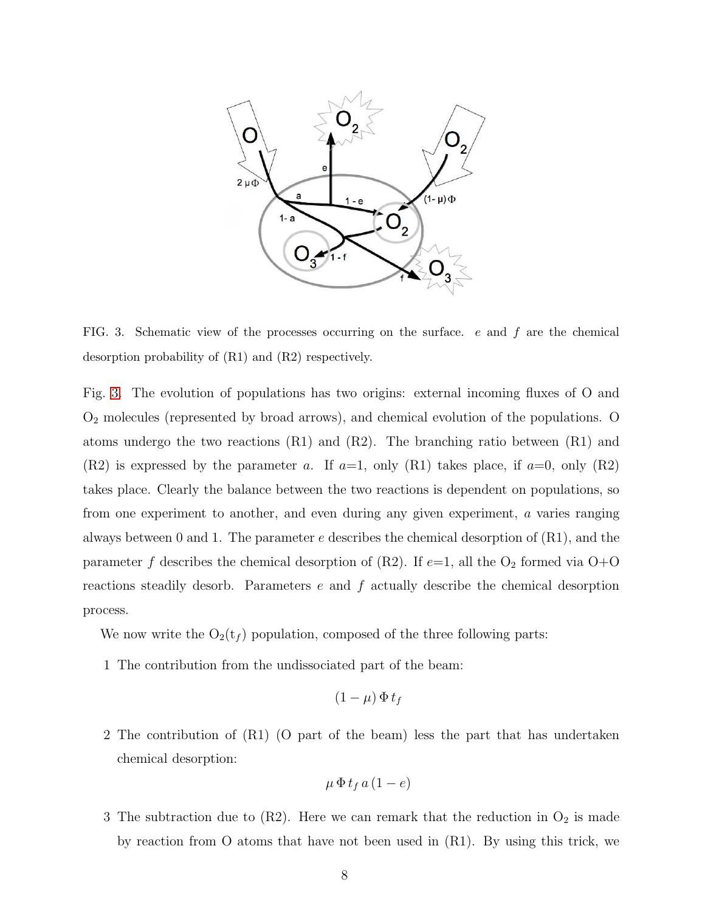FIG. 3. Schematic view of the processes occurring on the surface. $e$ and $f$ are the chemical desorption probability of (R1) and (R2) respectively.

Fig. 3. The evolution of populations has two origins: external incoming fluxes of O and $O_2$ molecules (represented by broad arrows), and chemical evolution of the populations. O atoms undergo the two reactions (R1) and (R2). The branching ratio between (R1) and (R2) is expressed by the parameter $a$. If $a$=1, only (R1) takes place, if $a$=0, only (R2) takes place. Clearly the balance between the two reactions is dependent on populations, so from one experiment to another, and even during any given experiment, $a$ varies ranging always between 0 and 1. The parameter $e$ describes the chemical desorption of (R1), and the parameter $f$ describes the chemical desorption of (R2). If $e$=1, all the $O_2$ formed via O+O reactions steadily desorb. Parameters $e$ and $f$ actually describe the chemical desorption process.

We now write the $O_2(t_f)$ population, composed of the three following parts:

1 The contribution from the undissociated part of the beam:

$$(1 - \mu)\,\Phi\,t_f$$

2 The contribution of (R1) (O part of the beam) less the part that has undertaken chemical desorption:

$$\mu\,\Phi\,t_f\,a\,(1 - e)$$

3 The subtraction due to (R2). Here we can remark that the reduction in $O_2$ is made by reaction from O atoms that have not been used in (R1). By using this trick, we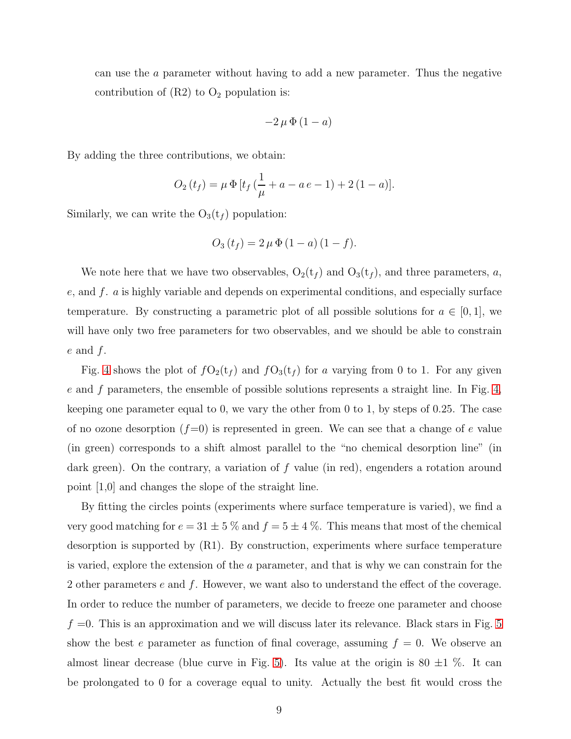can use the $a$ parameter without having to add a new parameter. Thus the negative contribution of (R2) to $O_2$ population is:

$$-2\,\mu\,\Phi\,(1-a)$$

By adding the three contributions, we obtain:

$$O_2\,(t_f) = \mu\,\Phi\,[t_f\,(\frac{1}{\mu} + a - a\,e - 1) + 2\,(1-a)].$$

Similarly, we can write the $O_3(t_f)$ population:

$$O_3\,(t_f) = 2\,\mu\,\Phi\,(1-a)\,(1-f).$$

We note here that we have two observables, $O_2(t_f)$ and $O_3(t_f)$, and three parameters, $a$, $e$, and $f$. $a$ is highly variable and depends on experimental conditions, and especially surface temperature. By constructing a parametric plot of all possible solutions for $a \in [0,1]$, we will have only two free parameters for two observables, and we should be able to constrain $e$ and $f$.

Fig. 4 shows the plot of $fO_2(t_f)$ and $fO_3(t_f)$ for $a$ varying from 0 to 1. For any given $e$ and $f$ parameters, the ensemble of possible solutions represents a straight line. In Fig. 4, keeping one parameter equal to 0, we vary the other from 0 to 1, by steps of 0.25. The case of no ozone desorption ($f$=0) is represented in green. We can see that a change of $e$ value (in green) corresponds to a shift almost parallel to the "no chemical desorption line" (in dark green). On the contrary, a variation of $f$ value (in red), engenders a rotation around point [1,0] and changes the slope of the straight line.

By fitting the circles points (experiments where surface temperature is varied), we find a very good matching for $e = 31 \pm 5$ % and $f = 5 \pm 4$ %. This means that most of the chemical desorption is supported by (R1). By construction, experiments where surface temperature is varied, explore the extension of the $a$ parameter, and that is why we can constrain for the 2 other parameters $e$ and $f$. However, we want also to understand the effect of the coverage. In order to reduce the number of parameters, we decide to freeze one parameter and choose $f$ =0. This is an approximation and we will discuss later its relevance. Black stars in Fig. 5 show the best $e$ parameter as function of final coverage, assuming $f$ = 0. We observe an almost linear decrease (blue curve in Fig. 5). Its value at the origin is 80 ±1 %. It can be prolongated to 0 for a coverage equal to unity. Actually the best fit would cross the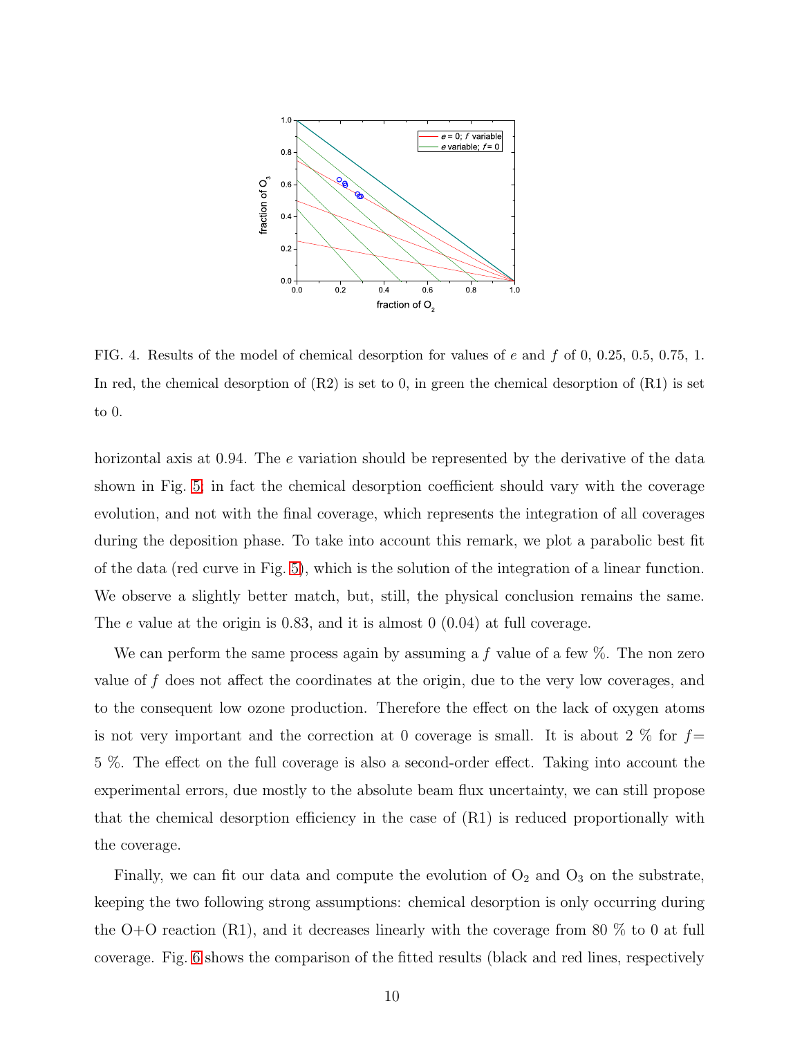FIG. 4. Results of the model of chemical desorption for values of $e$ and $f$ of 0, 0.25, 0.5, 0.75, 1. In red, the chemical desorption of (R2) is set to 0, in green the chemical desorption of (R1) is set to 0.

horizontal axis at 0.94. The $e$ variation should be represented by the derivative of the data shown in Fig. 5; in fact the chemical desorption coefficient should vary with the coverage evolution, and not with the final coverage, which represents the integration of all coverages during the deposition phase. To take into account this remark, we plot a parabolic best fit of the data (red curve in Fig. 5), which is the solution of the integration of a linear function. We observe a slightly better match, but, still, the physical conclusion remains the same. The $e$ value at the origin is 0.83, and it is almost 0 (0.04) at full coverage.

We can perform the same process again by assuming a $f$ value of a few %. The non zero value of $f$ does not affect the coordinates at the origin, due to the very low coverages, and to the consequent low ozone production. Therefore the effect on the lack of oxygen atoms is not very important and the correction at 0 coverage is small. It is about 2 % for $f=$ 5 %. The effect on the full coverage is also a second-order effect. Taking into account the experimental errors, due mostly to the absolute beam flux uncertainty, we can still propose that the chemical desorption efficiency in the case of (R1) is reduced proportionally with the coverage.

Finally, we can fit our data and compute the evolution of $O_2$ and $O_3$ on the substrate, keeping the two following strong assumptions: chemical desorption is only occurring during the O+O reaction (R1), and it decreases linearly with the coverage from 80 % to 0 at full coverage. Fig. 6 shows the comparison of the fitted results (black and red lines, respectively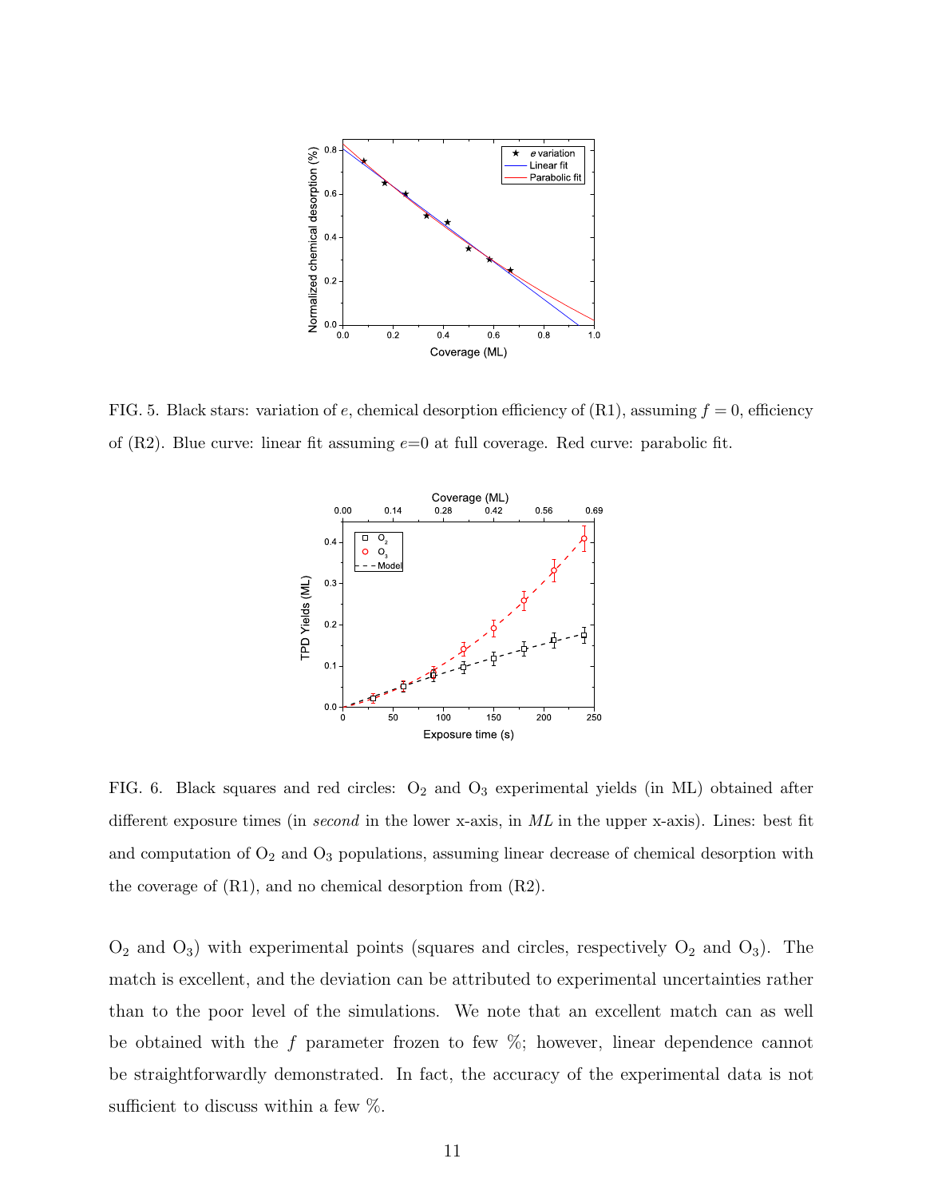FIG. 5. Black stars: variation of $e$, chemical desorption efficiency of (R1), assuming $f = 0$, efficiency of (R2). Blue curve: linear fit assuming $e$=0 at full coverage. Red curve: parabolic fit.

FIG. 6. Black squares and red circles: $O_2$ and $O_3$ experimental yields (in ML) obtained after different exposure times (in *second* in the lower x-axis, in *ML* in the upper x-axis). Lines: best fit and computation of $O_2$ and $O_3$ populations, assuming linear decrease of chemical desorption with the coverage of (R1), and no chemical desorption from (R2).

$O_2$ and $O_3$) with experimental points (squares and circles, respectively $O_2$ and $O_3$). The match is excellent, and the deviation can be attributed to experimental uncertainties rather than to the poor level of the simulations. We note that an excellent match can as well be obtained with the $f$ parameter frozen to few %; however, linear dependence cannot be straightforwardly demonstrated. In fact, the accuracy of the experimental data is not sufficient to discuss within a few %.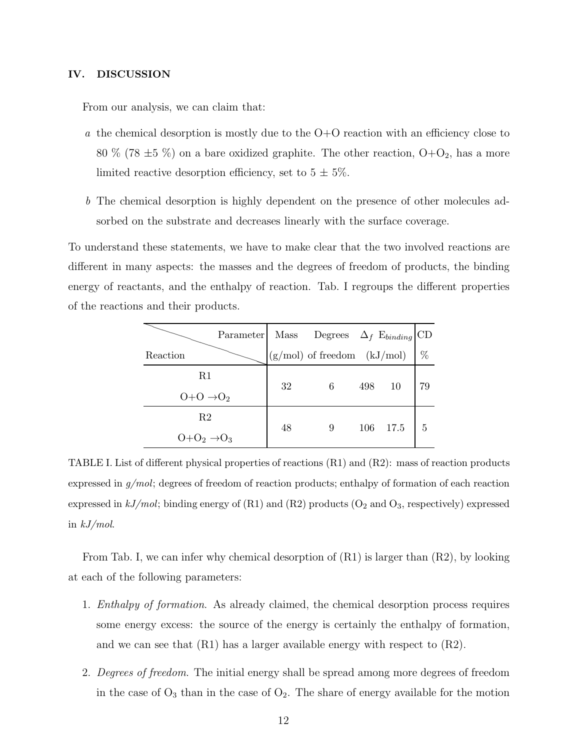## IV. DISCUSSION

From our analysis, we can claim that:

*a* the chemical desorption is mostly due to the O+O reaction with an efficiency close to 80 % (78 ±5 %) on a bare oxidized graphite. The other reaction, O+$O_2$, has a more limited reactive desorption efficiency, set to 5 ± 5%.

*b* The chemical desorption is highly dependent on the presence of other molecules adsorbed on the substrate and decreases linearly with the surface coverage.

To understand these statements, we have to make clear that the two involved reactions are different in many aspects: the masses and the degrees of freedom of products, the binding energy of reactants, and the enthalpy of reaction. Tab. I regroups the different properties of the reactions and their products.

| Reaction \ Parameter | Mass (g/mol) | Degrees of freedom | $\Delta_f$ (kJ/mol) | $E_{binding}$ (kJ/mol) | CD % |
|---|---|---|---|---|---|
| R1 O+O $\rightarrow O_2$ | 32 | 6 | 498 | 10 | 79 |
| R2 O+$O_2 \rightarrow O_3$ | 48 | 9 | 106 | 17.5 | 5 |

TABLE I. List of different physical properties of reactions (R1) and (R2): mass of reaction products expressed in *g/mol*; degrees of freedom of reaction products; enthalpy of formation of each reaction expressed in *kJ/mol*; binding energy of (R1) and (R2) products ($O_2$ and $O_3$, respectively) expressed in *kJ/mol*.

From Tab. I, we can infer why chemical desorption of (R1) is larger than (R2), by looking at each of the following parameters:

1. *Enthalpy of formation*. As already claimed, the chemical desorption process requires some energy excess: the source of the energy is certainly the enthalpy of formation, and we can see that (R1) has a larger available energy with respect to (R2).

2. *Degrees of freedom.* The initial energy shall be spread among more degrees of freedom in the case of $O_3$ than in the case of $O_2$. The share of energy available for the motion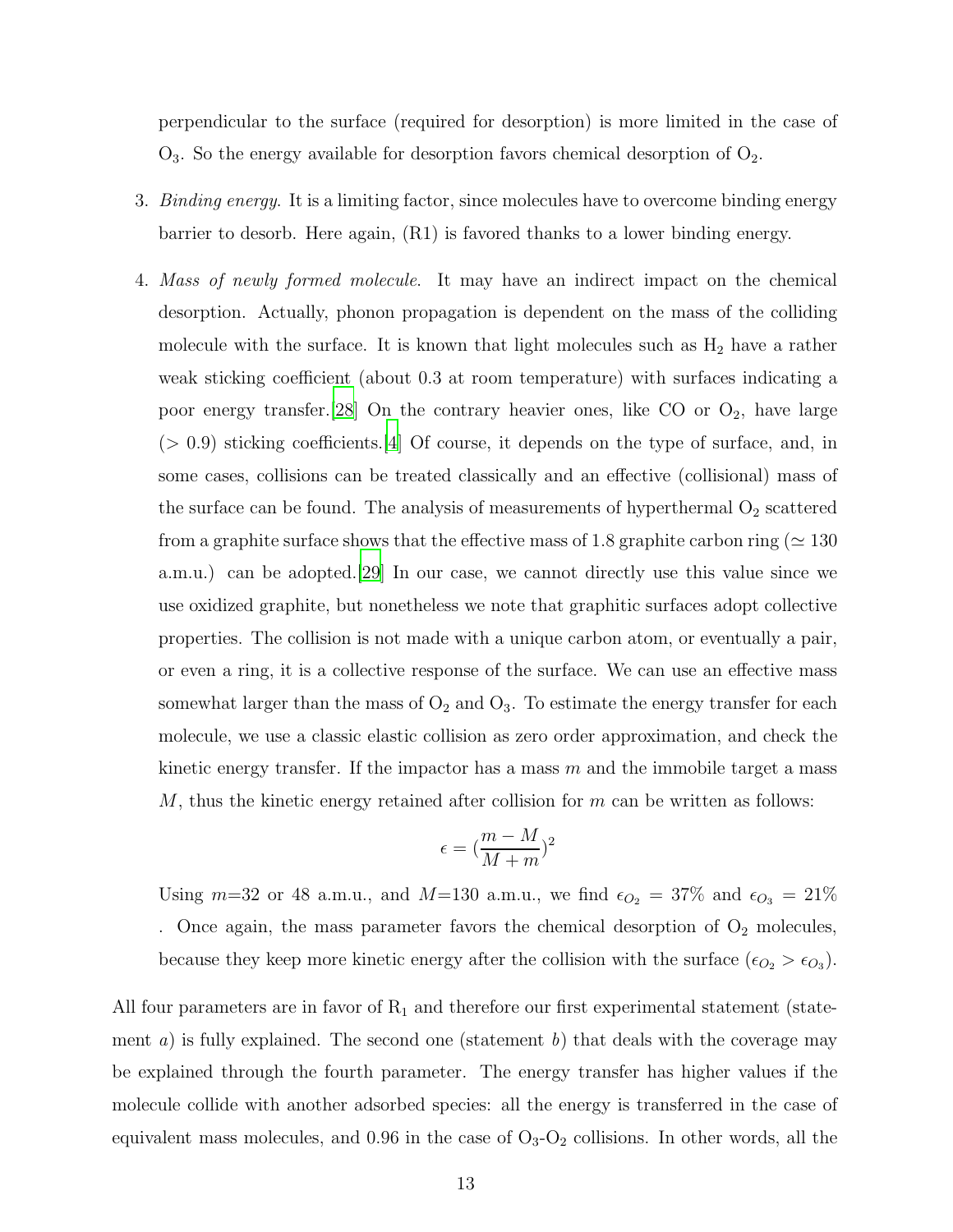perpendicular to the surface (required for desorption) is more limited in the case of $O_3$. So the energy available for desorption favors chemical desorption of $O_2$.

3. *Binding energy.* It is a limiting factor, since molecules have to overcome binding energy barrier to desorb. Here again, (R1) is favored thanks to a lower binding energy.

4. *Mass of newly formed molecule.* It may have an indirect impact on the chemical desorption. Actually, phonon propagation is dependent on the mass of the colliding molecule with the surface. It is known that light molecules such as $H_2$ have a rather weak sticking coefficient (about 0.3 at room temperature) with surfaces indicating a poor energy transfer.[28] On the contrary heavier ones, like CO or $O_2$, have large ($> 0.9$) sticking coefficients.[4] Of course, it depends on the type of surface, and, in some cases, collisions can be treated classically and an effective (collisional) mass of the surface can be found. The analysis of measurements of hyperthermal $O_2$ scattered from a graphite surface shows that the effective mass of 1.8 graphite carbon ring ($\simeq 130$ a.m.u.) can be adopted.[29] In our case, we cannot directly use this value since we use oxidized graphite, but nonetheless we note that graphitic surfaces adopt collective properties. The collision is not made with a unique carbon atom, or eventually a pair, or even a ring, it is a collective response of the surface. We can use an effective mass somewhat larger than the mass of $O_2$ and $O_3$. To estimate the energy transfer for each molecule, we use a classic elastic collision as zero order approximation, and check the kinetic energy transfer. If the impactor has a mass $m$ and the immobile target a mass $M$, thus the kinetic energy retained after collision for $m$ can be written as follows:

$$\epsilon = \left(\frac{m - M}{M + m}\right)^2$$

Using $m$=32 or 48 a.m.u., and $M$=130 a.m.u., we find $\epsilon_{O_2} = 37\%$ and $\epsilon_{O_3} = 21\%$ . Once again, the mass parameter favors the chemical desorption of $O_2$ molecules, because they keep more kinetic energy after the collision with the surface ($\epsilon_{O_2} > \epsilon_{O_3}$).

All four parameters are in favor of $R_1$ and therefore our first experimental statement (statement *a*) is fully explained. The second one (statement *b*) that deals with the coverage may be explained through the fourth parameter. The energy transfer has higher values if the molecule collide with another adsorbed species: all the energy is transferred in the case of equivalent mass molecules, and 0.96 in the case of $O_3$-$O_2$ collisions. In other words, all the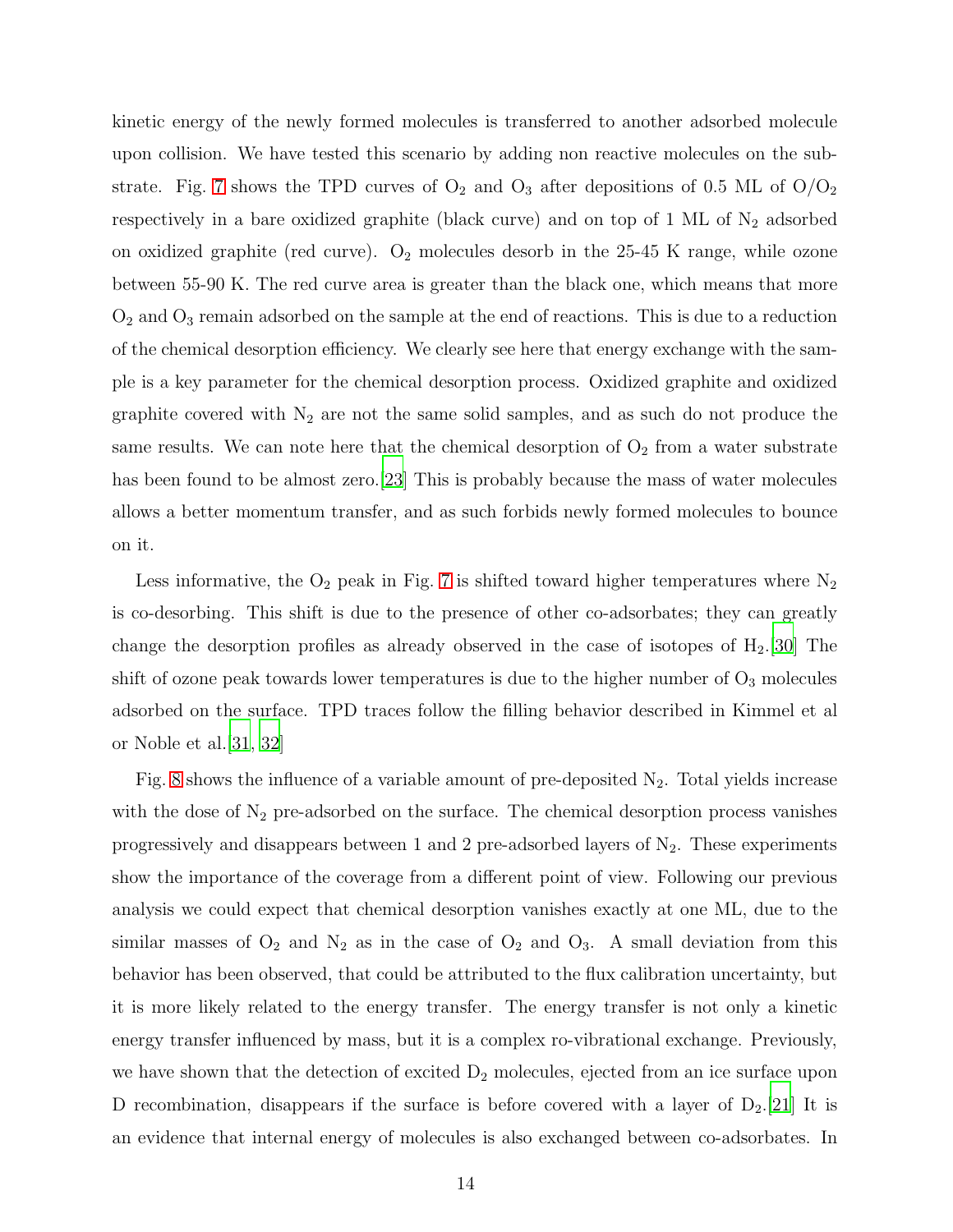kinetic energy of the newly formed molecules is transferred to another adsorbed molecule upon collision. We have tested this scenario by adding non reactive molecules on the substrate. Fig. 7 shows the TPD curves of $O_2$ and $O_3$ after depositions of 0.5 ML of $O/O_2$ respectively in a bare oxidized graphite (black curve) and on top of 1 ML of $N_2$ adsorbed on oxidized graphite (red curve). $O_2$ molecules desorb in the 25-45 K range, while ozone between 55-90 K. The red curve area is greater than the black one, which means that more $O_2$ and $O_3$ remain adsorbed on the sample at the end of reactions. This is due to a reduction of the chemical desorption efficiency. We clearly see here that energy exchange with the sample is a key parameter for the chemical desorption process. Oxidized graphite and oxidized graphite covered with $N_2$ are not the same solid samples, and as such do not produce the same results. We can note here that the chemical desorption of $O_2$ from a water substrate has been found to be almost zero.[23] This is probably because the mass of water molecules allows a better momentum transfer, and as such forbids newly formed molecules to bounce on it.

Less informative, the $O_2$ peak in Fig. 7 is shifted toward higher temperatures where $N_2$ is co-desorbing. This shift is due to the presence of other co-adsorbates; they can greatly change the desorption profiles as already observed in the case of isotopes of $H_2$.[30] The shift of ozone peak towards lower temperatures is due to the higher number of $O_3$ molecules adsorbed on the surface. TPD traces follow the filling behavior described in Kimmel et al or Noble et al.[31, 32]

Fig. 8 shows the influence of a variable amount of pre-deposited $N_2$. Total yields increase with the dose of $N_2$ pre-adsorbed on the surface. The chemical desorption process vanishes progressively and disappears between 1 and 2 pre-adsorbed layers of $N_2$. These experiments show the importance of the coverage from a different point of view. Following our previous analysis we could expect that chemical desorption vanishes exactly at one ML, due to the similar masses of $O_2$ and $N_2$ as in the case of $O_2$ and $O_3$. A small deviation from this behavior has been observed, that could be attributed to the flux calibration uncertainty, but it is more likely related to the energy transfer. The energy transfer is not only a kinetic energy transfer influenced by mass, but it is a complex ro-vibrational exchange. Previously, we have shown that the detection of excited $D_2$ molecules, ejected from an ice surface upon D recombination, disappears if the surface is before covered with a layer of $D_2$.[21] It is an evidence that internal energy of molecules is also exchanged between co-adsorbates. In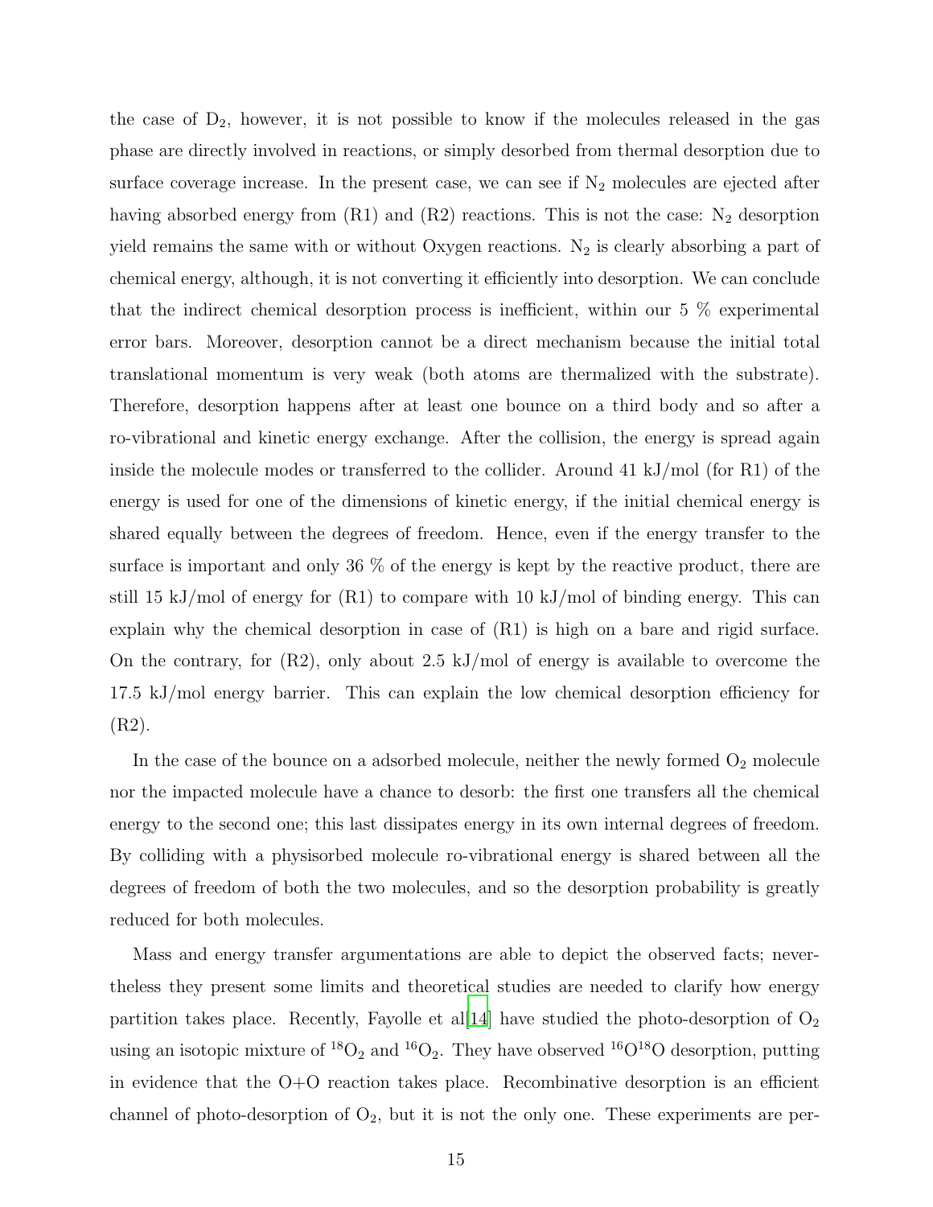the case of $D_2$, however, it is not possible to know if the molecules released in the gas phase are directly involved in reactions, or simply desorbed from thermal desorption due to surface coverage increase. In the present case, we can see if $N_2$ molecules are ejected after having absorbed energy from (R1) and (R2) reactions. This is not the case: $N_2$ desorption yield remains the same with or without Oxygen reactions. $N_2$ is clearly absorbing a part of chemical energy, although, it is not converting it efficiently into desorption. We can conclude that the indirect chemical desorption process is inefficient, within our 5 % experimental error bars. Moreover, desorption cannot be a direct mechanism because the initial total translational momentum is very weak (both atoms are thermalized with the substrate). Therefore, desorption happens after at least one bounce on a third body and so after a ro-vibrational and kinetic energy exchange. After the collision, the energy is spread again inside the molecule modes or transferred to the collider. Around 41 kJ/mol (for R1) of the energy is used for one of the dimensions of kinetic energy, if the initial chemical energy is shared equally between the degrees of freedom. Hence, even if the energy transfer to the surface is important and only 36 % of the energy is kept by the reactive product, there are still 15 kJ/mol of energy for (R1) to compare with 10 kJ/mol of binding energy. This can explain why the chemical desorption in case of (R1) is high on a bare and rigid surface. On the contrary, for (R2), only about 2.5 kJ/mol of energy is available to overcome the 17.5 kJ/mol energy barrier. This can explain the low chemical desorption efficiency for (R2).

In the case of the bounce on a adsorbed molecule, neither the newly formed $O_2$ molecule nor the impacted molecule have a chance to desorb: the first one transfers all the chemical energy to the second one; this last dissipates energy in its own internal degrees of freedom. By colliding with a physisorbed molecule ro-vibrational energy is shared between all the degrees of freedom of both the two molecules, and so the desorption probability is greatly reduced for both molecules.

Mass and energy transfer argumentations are able to depict the observed facts; nevertheless they present some limits and theoretical studies are needed to clarify how energy partition takes place. Recently, Fayolle et al[14] have studied the photo-desorption of $O_2$ using an isotopic mixture of $^{18}O_2$ and $^{16}O_2$. They have observed $^{16}O^{18}O$ desorption, putting in evidence that the O+O reaction takes place. Recombinative desorption is an efficient channel of photo-desorption of $O_2$, but it is not the only one. These experiments are per-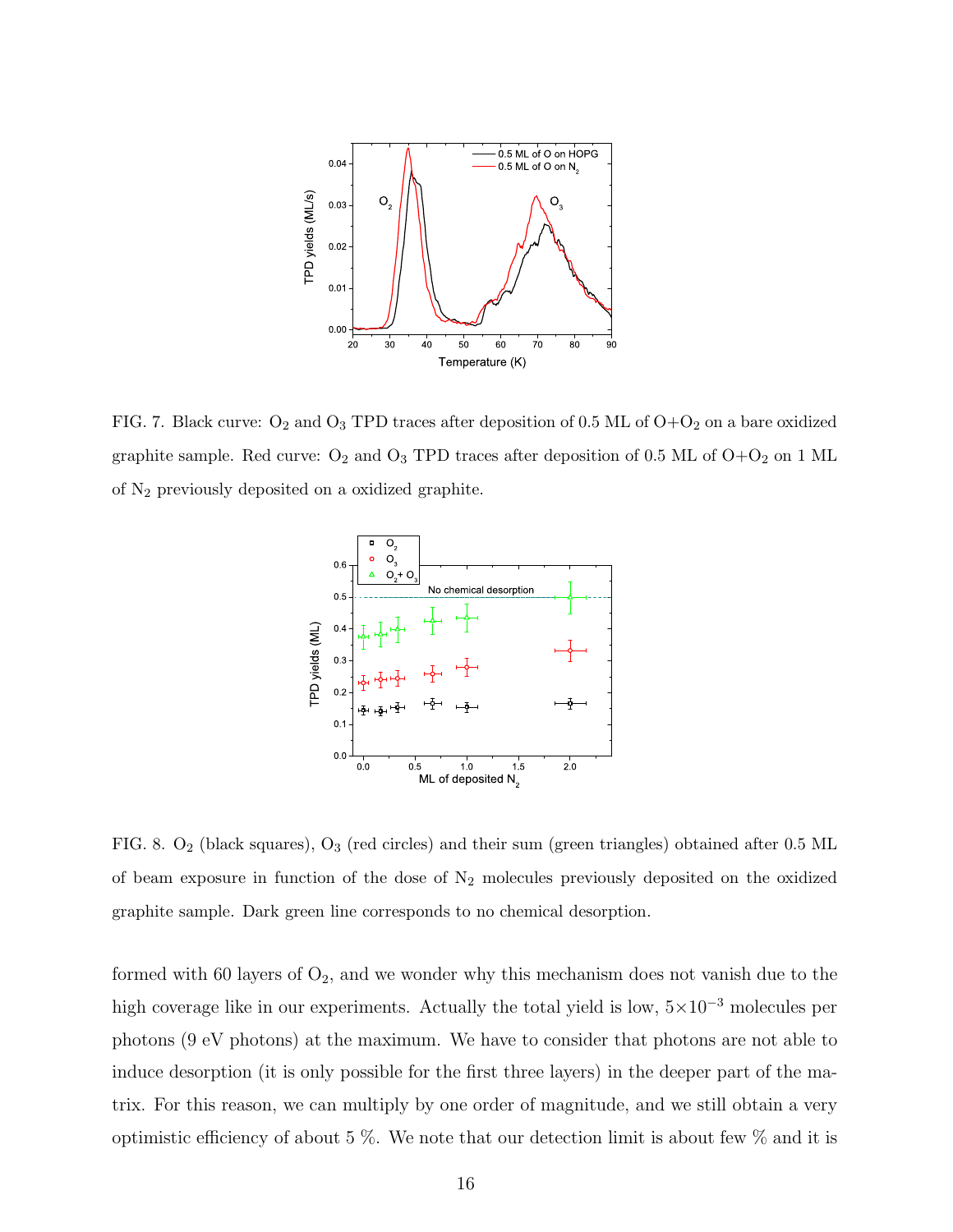FIG. 7. Black curve: $O_2$ and $O_3$ TPD traces after deposition of 0.5 ML of $O$+$O_2$ on a bare oxidized graphite sample. Red curve: $O_2$ and $O_3$ TPD traces after deposition of 0.5 ML of $O$+$O_2$ on 1 ML of $N_2$ previously deposited on a oxidized graphite.

FIG. 8. $O_2$ (black squares), $O_3$ (red circles) and their sum (green triangles) obtained after 0.5 ML of beam exposure in function of the dose of $N_2$ molecules previously deposited on the oxidized graphite sample. Dark green line corresponds to no chemical desorption.

formed with 60 layers of $O_2$, and we wonder why this mechanism does not vanish due to the high coverage like in our experiments. Actually the total yield is low, $5\times10^{-3}$ molecules per photons (9 eV photons) at the maximum. We have to consider that photons are not able to induce desorption (it is only possible for the first three layers) in the deeper part of the matrix. For this reason, we can multiply by one order of magnitude, and we still obtain a very optimistic efficiency of about 5 %. We note that our detection limit is about few % and it is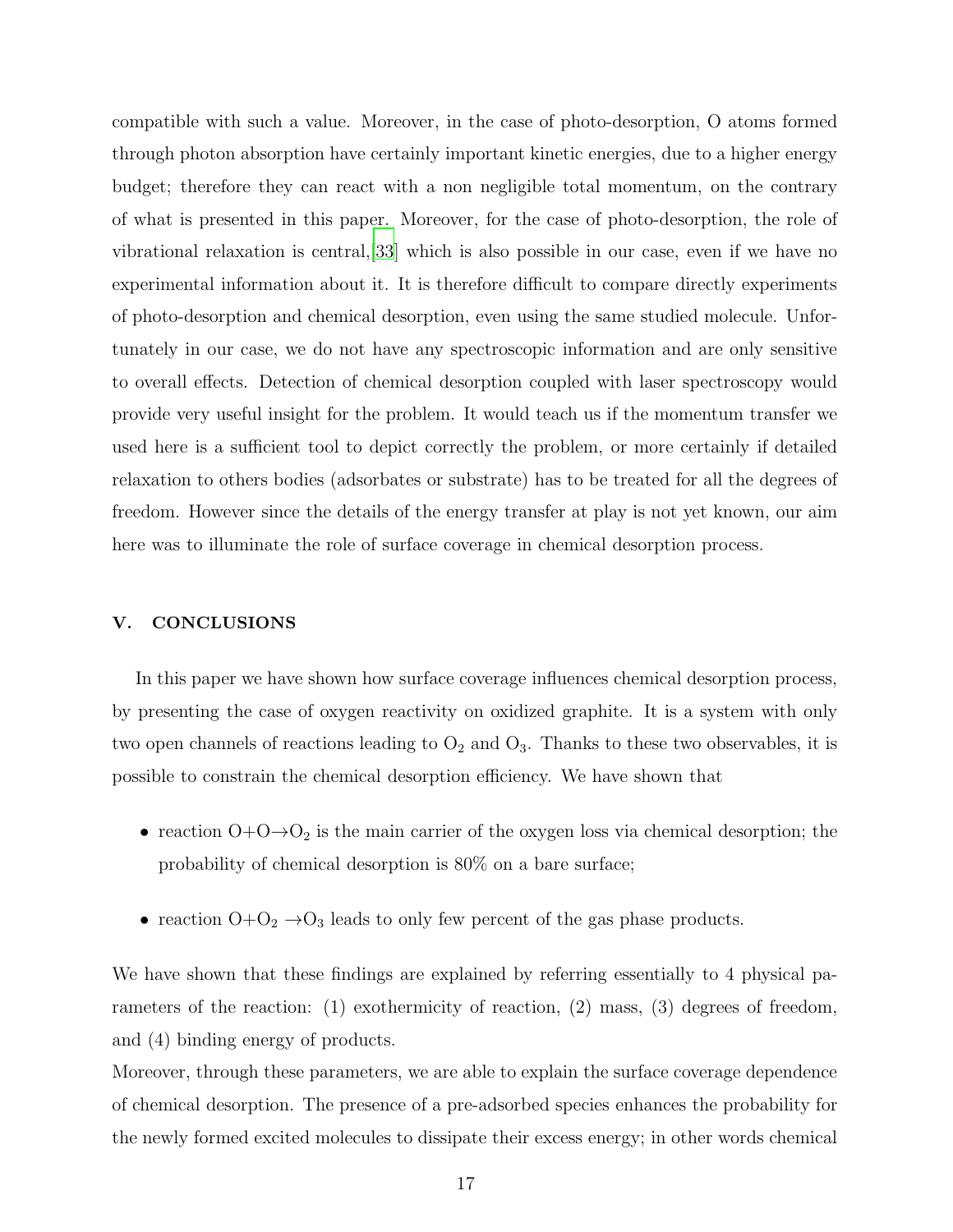compatible with such a value. Moreover, in the case of photo-desorption, O atoms formed through photon absorption have certainly important kinetic energies, due to a higher energy budget; therefore they can react with a non negligible total momentum, on the contrary of what is presented in this paper. Moreover, for the case of photo-desorption, the role of vibrational relaxation is central,[33] which is also possible in our case, even if we have no experimental information about it. It is therefore difficult to compare directly experiments of photo-desorption and chemical desorption, even using the same studied molecule. Unfortunately in our case, we do not have any spectroscopic information and are only sensitive to overall effects. Detection of chemical desorption coupled with laser spectroscopy would provide very useful insight for the problem. It would teach us if the momentum transfer we used here is a sufficient tool to depict correctly the problem, or more certainly if detailed relaxation to others bodies (adsorbates or substrate) has to be treated for all the degrees of freedom. However since the details of the energy transfer at play is not yet known, our aim here was to illuminate the role of surface coverage in chemical desorption process.

## V. CONCLUSIONS

In this paper we have shown how surface coverage influences chemical desorption process, by presenting the case of oxygen reactivity on oxidized graphite. It is a system with only two open channels of reactions leading to $O_2$ and $O_3$. Thanks to these two observables, it is possible to constrain the chemical desorption efficiency. We have shown that

- reaction $O+O \rightarrow O_2$ is the main carrier of the oxygen loss via chemical desorption; the probability of chemical desorption is 80% on a bare surface;
- reaction $O+O_2 \rightarrow O_3$ leads to only few percent of the gas phase products.

We have shown that these findings are explained by referring essentially to 4 physical parameters of the reaction: (1) exothermicity of reaction, (2) mass, (3) degrees of freedom, and (4) binding energy of products.

Moreover, through these parameters, we are able to explain the surface coverage dependence of chemical desorption. The presence of a pre-adsorbed species enhances the probability for the newly formed excited molecules to dissipate their excess energy; in other words chemical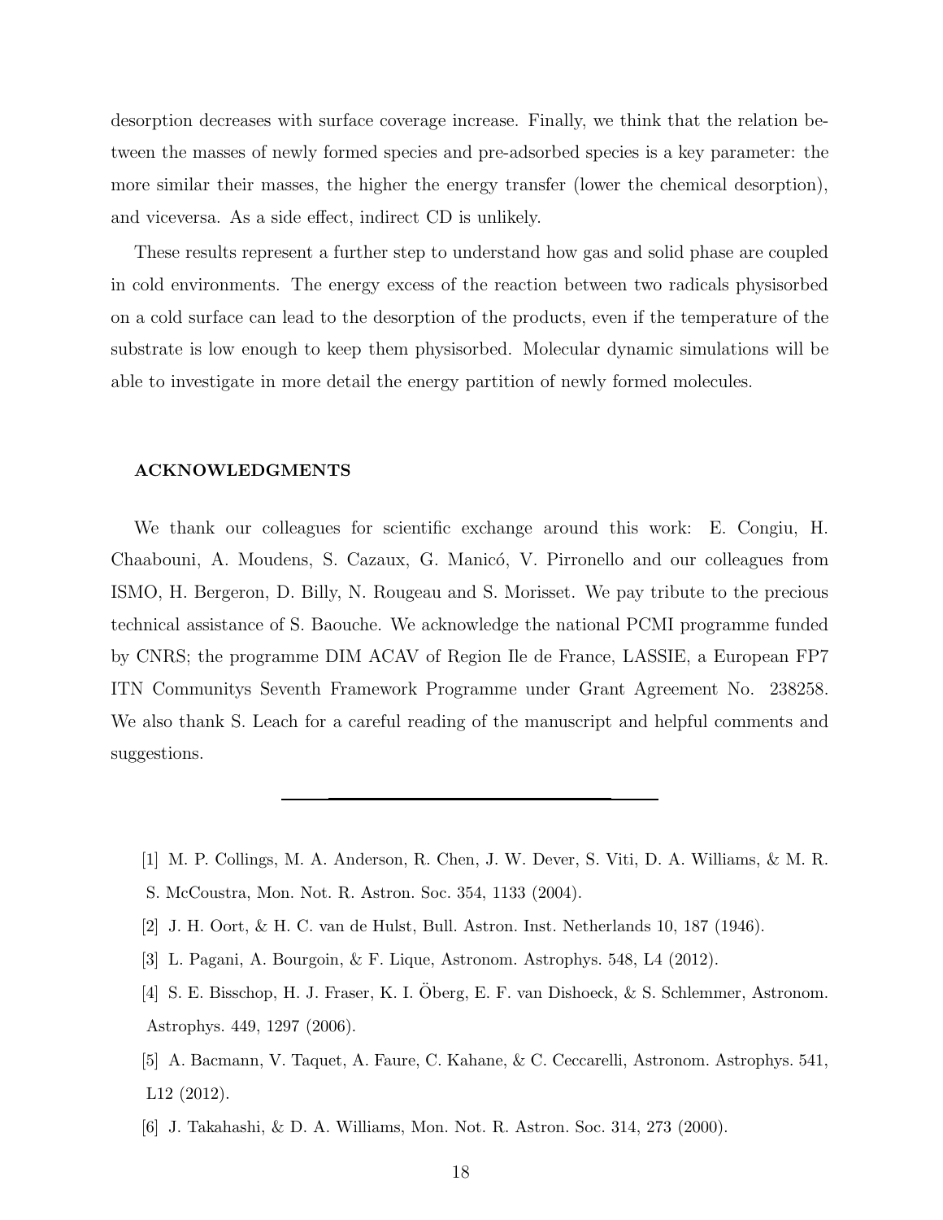desorption decreases with surface coverage increase. Finally, we think that the relation between the masses of newly formed species and pre-adsorbed species is a key parameter: the more similar their masses, the higher the energy transfer (lower the chemical desorption), and viceversa. As a side effect, indirect CD is unlikely.

These results represent a further step to understand how gas and solid phase are coupled in cold environments. The energy excess of the reaction between two radicals physisorbed on a cold surface can lead to the desorption of the products, even if the temperature of the substrate is low enough to keep them physisorbed. Molecular dynamic simulations will be able to investigate in more detail the energy partition of newly formed molecules.

## ACKNOWLEDGMENTS

We thank our colleagues for scientific exchange around this work: E. Congiu, H. Chaabouni, A. Moudens, S. Cazaux, G. Manicó, V. Pirronello and our colleagues from ISMO, H. Bergeron, D. Billy, N. Rougeau and S. Morisset. We pay tribute to the precious technical assistance of S. Baouche. We acknowledge the national PCMI programme funded by CNRS; the programme DIM ACAV of Region Ile de France, LASSIE, a European FP7 ITN Communitys Seventh Framework Programme under Grant Agreement No. 238258. We also thank S. Leach for a careful reading of the manuscript and helpful comments and suggestions.

---

[1] M. P. Collings, M. A. Anderson, R. Chen, J. W. Dever, S. Viti, D. A. Williams, & M. R. S. McCoustra, Mon. Not. R. Astron. Soc. 354, 1133 (2004).

[2] J. H. Oort, & H. C. van de Hulst, Bull. Astron. Inst. Netherlands 10, 187 (1946).

[3] L. Pagani, A. Bourgoin, & F. Lique, Astronom. Astrophys. 548, L4 (2012).

[4] S. E. Bisschop, H. J. Fraser, K. I. Öberg, E. F. van Dishoeck, & S. Schlemmer, Astronom. Astrophys. 449, 1297 (2006).

[5] A. Bacmann, V. Taquet, A. Faure, C. Kahane, & C. Ceccarelli, Astronom. Astrophys. 541, L12 (2012).

[6] J. Takahashi, & D. A. Williams, Mon. Not. R. Astron. Soc. 314, 273 (2000).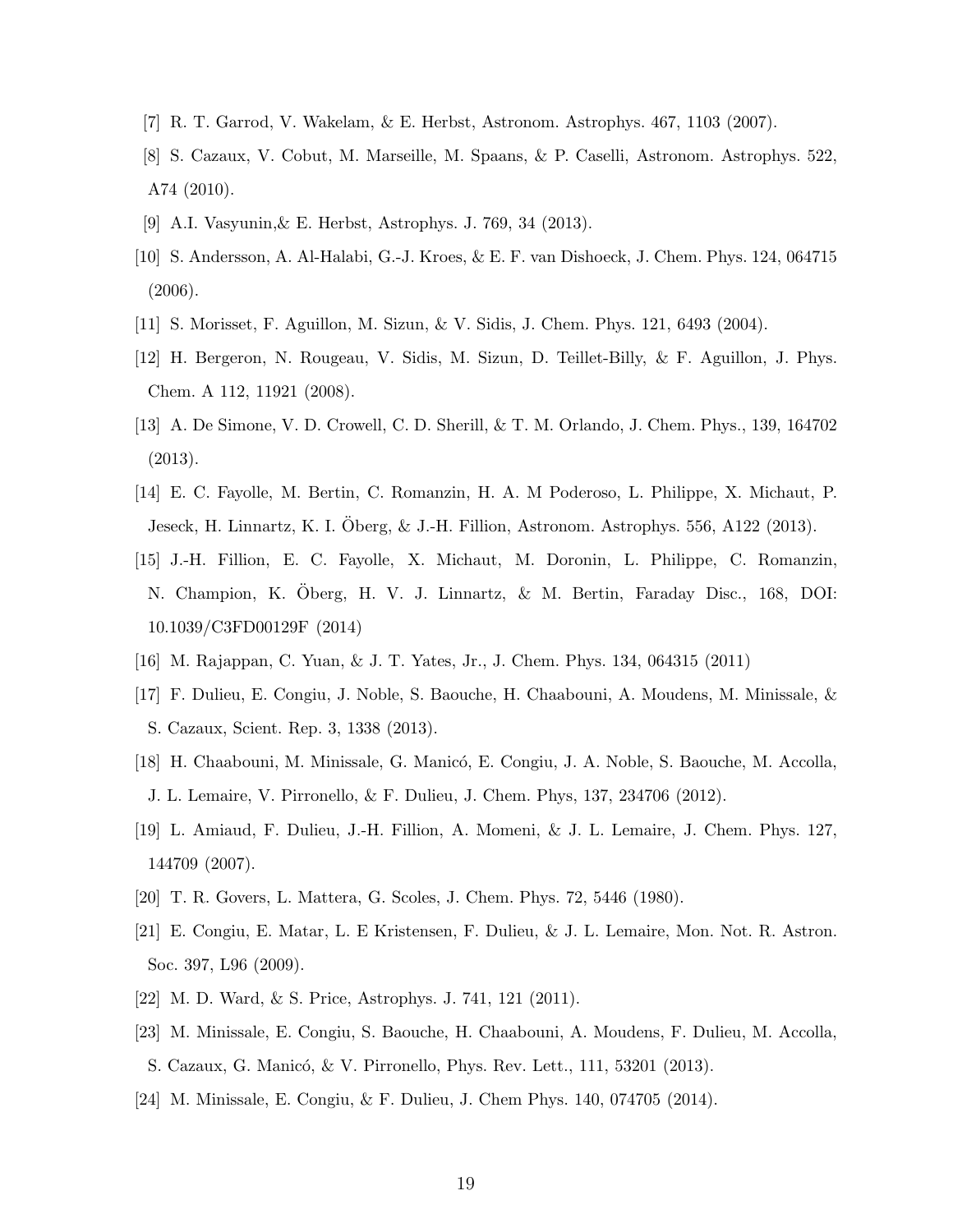[7] R. T. Garrod, V. Wakelam, & E. Herbst, Astronom. Astrophys. 467, 1103 (2007).

[8] S. Cazaux, V. Cobut, M. Marseille, M. Spaans, & P. Caselli, Astronom. Astrophys. 522, A74 (2010).

[9] A.I. Vasyunin,& E. Herbst, Astrophys. J. 769, 34 (2013).

[10] S. Andersson, A. Al-Halabi, G.-J. Kroes, & E. F. van Dishoeck, J. Chem. Phys. 124, 064715 (2006).

[11] S. Morisset, F. Aguillon, M. Sizun, & V. Sidis, J. Chem. Phys. 121, 6493 (2004).

[12] H. Bergeron, N. Rougeau, V. Sidis, M. Sizun, D. Teillet-Billy, & F. Aguillon, J. Phys. Chem. A 112, 11921 (2008).

[13] A. De Simone, V. D. Crowell, C. D. Sherill, & T. M. Orlando, J. Chem. Phys., 139, 164702 (2013).

[14] E. C. Fayolle, M. Bertin, C. Romanzin, H. A. M Poderoso, L. Philippe, X. Michaut, P. Jeseck, H. Linnartz, K. I. Öberg, & J.-H. Fillion, Astronom. Astrophys. 556, A122 (2013).

[15] J.-H. Fillion, E. C. Fayolle, X. Michaut, M. Doronin, L. Philippe, C. Romanzin, N. Champion, K. Öberg, H. V. J. Linnartz, & M. Bertin, Faraday Disc., 168, DOI: 10.1039/C3FD00129F (2014)

[16] M. Rajappan, C. Yuan, & J. T. Yates, Jr., J. Chem. Phys. 134, 064315 (2011)

[17] F. Dulieu, E. Congiu, J. Noble, S. Baouche, H. Chaabouni, A. Moudens, M. Minissale, & S. Cazaux, Scient. Rep. 3, 1338 (2013).

[18] H. Chaabouni, M. Minissale, G. Manicó, E. Congiu, J. A. Noble, S. Baouche, M. Accolla, J. L. Lemaire, V. Pirronello, & F. Dulieu, J. Chem. Phys, 137, 234706 (2012).

[19] L. Amiaud, F. Dulieu, J.-H. Fillion, A. Momeni, & J. L. Lemaire, J. Chem. Phys. 127, 144709 (2007).

[20] T. R. Govers, L. Mattera, G. Scoles, J. Chem. Phys. 72, 5446 (1980).

[21] E. Congiu, E. Matar, L. E Kristensen, F. Dulieu, & J. L. Lemaire, Mon. Not. R. Astron. Soc. 397, L96 (2009).

[22] M. D. Ward, & S. Price, Astrophys. J. 741, 121 (2011).

[23] M. Minissale, E. Congiu, S. Baouche, H. Chaabouni, A. Moudens, F. Dulieu, M. Accolla, S. Cazaux, G. Manicó, & V. Pirronello, Phys. Rev. Lett., 111, 53201 (2013).

[24] M. Minissale, E. Congiu, & F. Dulieu, J. Chem Phys. 140, 074705 (2014).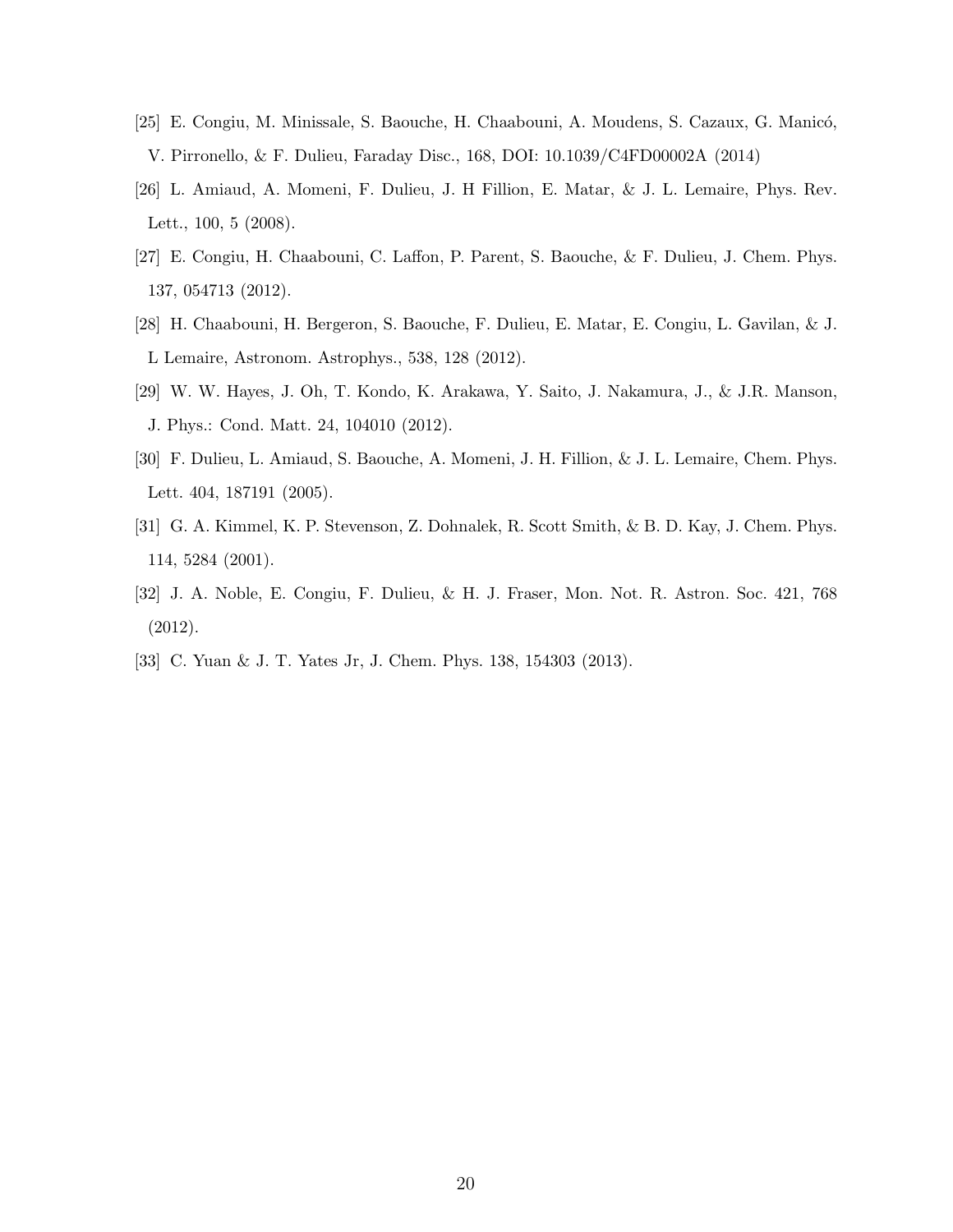[25] E. Congiu, M. Minissale, S. Baouche, H. Chaabouni, A. Moudens, S. Cazaux, G. Manicó, V. Pirronello, & F. Dulieu, Faraday Disc., 168, DOI: 10.1039/C4FD00002A (2014)

[26] L. Amiaud, A. Momeni, F. Dulieu, J. H Fillion, E. Matar, & J. L. Lemaire, Phys. Rev. Lett., 100, 5 (2008).

[27] E. Congiu, H. Chaabouni, C. Laffon, P. Parent, S. Baouche, & F. Dulieu, J. Chem. Phys. 137, 054713 (2012).

[28] H. Chaabouni, H. Bergeron, S. Baouche, F. Dulieu, E. Matar, E. Congiu, L. Gavilan, & J. L Lemaire, Astronom. Astrophys., 538, 128 (2012).

[29] W. W. Hayes, J. Oh, T. Kondo, K. Arakawa, Y. Saito, J. Nakamura, J., & J.R. Manson, J. Phys.: Cond. Matt. 24, 104010 (2012).

[30] F. Dulieu, L. Amiaud, S. Baouche, A. Momeni, J. H. Fillion, & J. L. Lemaire, Chem. Phys. Lett. 404, 187191 (2005).

[31] G. A. Kimmel, K. P. Stevenson, Z. Dohnalek, R. Scott Smith, & B. D. Kay, J. Chem. Phys. 114, 5284 (2001).

[32] J. A. Noble, E. Congiu, F. Dulieu, & H. J. Fraser, Mon. Not. R. Astron. Soc. 421, 768 (2012).

[33] C. Yuan & J. T. Yates Jr, J. Chem. Phys. 138, 154303 (2013).